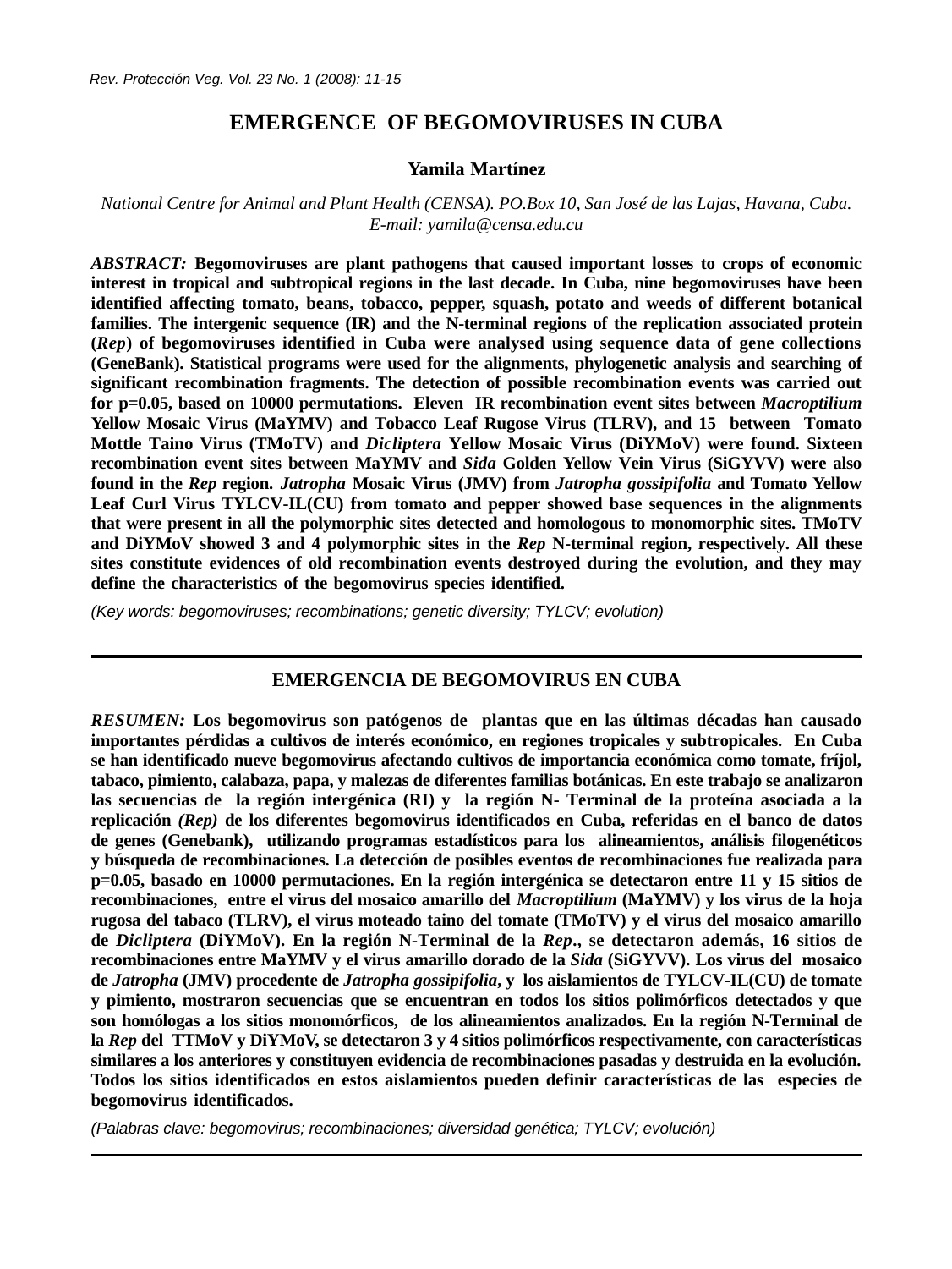# EMERGENCE OF BEGOMOVIRUSES IN CUBA

**Yamila Martínez**

*National Centre for Animal and Plant Health (CENSA). PO.Box 10, San José de las Lajas, Havana, Cuba. E-mail: yamila@censa.edu.cu*

***ABSTRACT:*** **Begomoviruses are plant pathogens that caused important losses to crops of economic interest in tropical and subtropical regions in the last decade. In Cuba, nine begomoviruses have been identified affecting tomato, beans, tobacco, pepper, squash, potato and weeds of different botanical families. The intergenic sequence (IR) and the N-terminal regions of the replication associated protein (*Rep*) of begomoviruses identified in Cuba were analysed using sequence data of gene collections (GeneBank). Statistical programs were used for the alignments, phylogenetic analysis and searching of significant recombination fragments. The detection of possible recombination events was carried out for p=0.05, based on 10000 permutations. Eleven IR recombination event sites between *Macroptilium* Yellow Mosaic Virus (MaYMV) and Tobacco Leaf Rugose Virus (TLRV), and 15 between Tomato Mottle Taino Virus (TMoTV) and *Dicliptera* Yellow Mosaic Virus (DiYMoV) were found. Sixteen recombination event sites between MaYMV and *Sida* Golden Yellow Vein Virus (SiGYVV) were also found in the *Rep* region. *Jatropha* Mosaic Virus (JMV) from *Jatropha gossipifolia* and Tomato Yellow Leaf Curl Virus TYLCV-IL(CU) from tomato and pepper showed base sequences in the alignments that were present in all the polymorphic sites detected and homologous to monomorphic sites. TMoTV and DiYMoV showed 3 and 4 polymorphic sites in the *Rep* N-terminal region, respectively. All these sites constitute evidences of old recombination events destroyed during the evolution, and they may define the characteristics of the begomovirus species identified.**

*(Key words: begomoviruses; recombinations; genetic diversity; TYLCV; evolution)*

---

## EMERGENCIA DE BEGOMOVIRUS EN CUBA

***RESUMEN:*** **Los begomovirus son patógenos de plantas que en las últimas décadas han causado importantes pérdidas a cultivos de interés económico, en regiones tropicales y subtropicales. En Cuba se han identificado nueve begomovirus afectando cultivos de importancia económica como tomate, fríjol, tabaco, pimiento, calabaza, papa, y malezas de diferentes familias botánicas. En este trabajo se analizaron las secuencias de la región intergénica (RI) y la región N- Terminal de la proteína asociada a la replicación *(Rep)* de los diferentes begomovirus identificados en Cuba, referidas en el banco de datos de genes (Genebank), utilizando programas estadísticos para los alineamientos, análisis filogenéticos y búsqueda de recombinaciones. La detección de posibles eventos de recombinaciones fue realizada para p=0.05, basado en 10000 permutaciones. En la región intergénica se detectaron entre 11 y 15 sitios de recombinaciones, entre el virus del mosaico amarillo del *Macroptilium* (MaYMV) y los virus de la hoja rugosa del tabaco (TLRV), el virus moteado taino del tomate (TMoTV) y el virus del mosaico amarillo de *Dicliptera* (DiYMoV). En la región N-Terminal de la *Rep*., se detectaron además, 16 sitios de recombinaciones entre MaYMV y el virus amarillo dorado de la *Sida* (SiGYVV). Los virus del mosaico de *Jatropha* (JMV) procedente de *Jatropha gossipifolia*, y los aislamientos de TYLCV-IL(CU) de tomate y pimiento, mostraron secuencias que se encuentran en todos los sitios polimórficos detectados y que son homólogas a los sitios monomórficos, de los alineamientos analizados. En la región N-Terminal de la *Rep* del TTMoV y DiYMoV, se detectaron 3 y 4 sitios polimórficos respectivamente, con características similares a los anteriores y constituyen evidencia de recombinaciones pasadas y destruida en la evolución. Todos los sitios identificados en estos aislamientos pueden definir características de las especies de begomovirus identificados.**

*(Palabras clave: begomovirus; recombinaciones; diversidad genética; TYLCV; evolución)*

---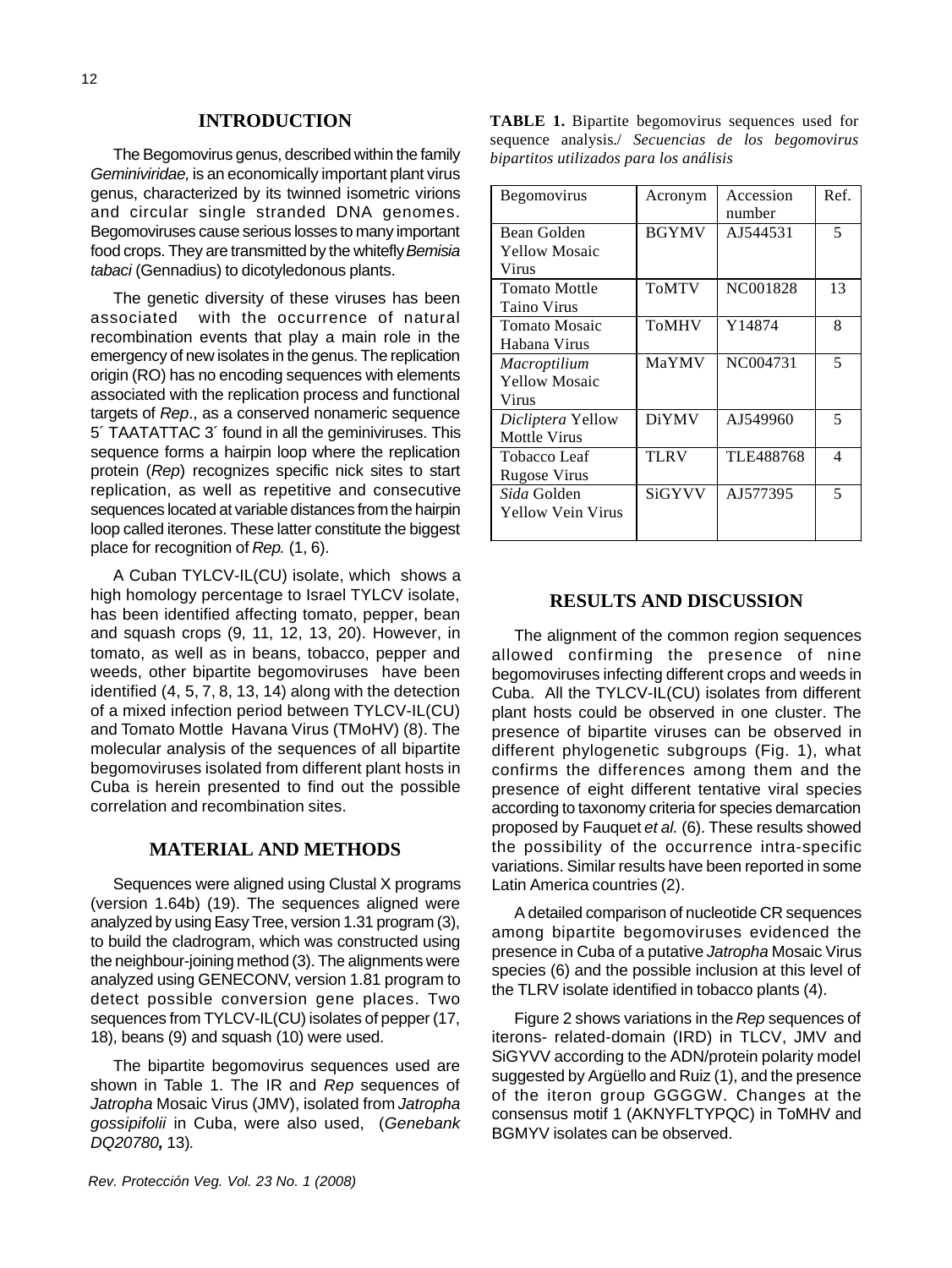## INTRODUCTION

The Begomovirus genus, described within the family *Geminiviridae,* is an economically important plant virus genus, characterized by its twinned isometric virions and circular single stranded DNA genomes. Begomoviruses cause serious losses to many important food crops. They are transmitted by the whitefly *Bemisia tabaci* (Gennadius) to dicotyledonous plants.

The genetic diversity of these viruses has been associated with the occurrence of natural recombination events that play a main role in the emergency of new isolates in the genus. The replication origin (RO) has no encoding sequences with elements associated with the replication process and functional targets of *Rep*., as a conserved nonameric sequence 5´ TAATATTAC 3´ found in all the geminiviruses. This sequence forms a hairpin loop where the replication protein (*Rep*) recognizes specific nick sites to start replication, as well as repetitive and consecutive sequences located at variable distances from the hairpin loop called iterones. These latter constitute the biggest place for recognition of *Rep.* (1, 6).

A Cuban TYLCV-IL(CU) isolate, which shows a high homology percentage to Israel TYLCV isolate, has been identified affecting tomato, pepper, bean and squash crops (9, 11, 12, 13, 20). However, in tomato, as well as in beans, tobacco, pepper and weeds, other bipartite begomoviruses have been identified (4, 5, 7, 8, 13, 14) along with the detection of a mixed infection period between TYLCV-IL(CU) and Tomato Mottle Havana Virus (TMoHV) (8). The molecular analysis of the sequences of all bipartite begomoviruses isolated from different plant hosts in Cuba is herein presented to find out the possible correlation and recombination sites.

## MATERIAL AND METHODS

Sequences were aligned using Clustal X programs (version 1.64b) (19). The sequences aligned were analyzed by using Easy Tree, version 1.31 program (3), to build the cladrogram, which was constructed using the neighbour-joining method (3). The alignments were analyzed using GENECONV, version 1.81 program to detect possible conversion gene places. Two sequences from TYLCV-IL(CU) isolates of pepper (17, 18), beans (9) and squash (10) were used.

The bipartite begomovirus sequences used are shown in Table 1. The IR and *Rep* sequences of *Jatropha* Mosaic Virus (JMV), isolated from *Jatropha gossipifolii* in Cuba, were also used, (*Genebank DQ20780*, 13).

**TABLE 1.** Bipartite begomovirus sequences used for sequence analysis./ *Secuencias de los begomovirus bipartitos utilizados para los análisis*

| Begomovirus | Acronym | Accession number | Ref. |
|---|---|---|---|
| Bean Golden Yellow Mosaic Virus | BGYMV | AJ544531 | 5 |
| Tomato Mottle Taino Virus | ToMTV | NC001828 | 13 |
| Tomato Mosaic Habana Virus | ToMHV | Y14874 | 8 |
| *Macroptilium* Yellow Mosaic Virus | MaYMV | NC004731 | 5 |
| *Dicliptera* Yellow Mottle Virus | DiYMV | AJ549960 | 5 |
| Tobacco Leaf Rugose Virus | TLRV | TLE488768 | 4 |
| *Sida* Golden Yellow Vein Virus | SiGYVV | AJ577395 | 5 |

## RESULTS AND DISCUSSION

The alignment of the common region sequences allowed confirming the presence of nine begomoviruses infecting different crops and weeds in Cuba. All the TYLCV-IL(CU) isolates from different plant hosts could be observed in one cluster. The presence of bipartite viruses can be observed in different phylogenetic subgroups (Fig. 1), what confirms the differences among them and the presence of eight different tentative viral species according to taxonomy criteria for species demarcation proposed by Fauquet *et al.* (6). These results showed the possibility of the occurrence intra-specific variations. Similar results have been reported in some Latin America countries (2).

A detailed comparison of nucleotide CR sequences among bipartite begomoviruses evidenced the presence in Cuba of a putative *Jatropha* Mosaic Virus species (6) and the possible inclusion at this level of the TLRV isolate identified in tobacco plants (4).

Figure 2 shows variations in the *Rep* sequences of iterons- related-domain (IRD) in TLCV, JMV and SiGYVV according to the ADN/protein polarity model suggested by Argüello and Ruiz (1), and the presence of the iteron group GGGGW. Changes at the consensus motif 1 (AKNYFLTYPQC) in ToMHV and BGMYV isolates can be observed.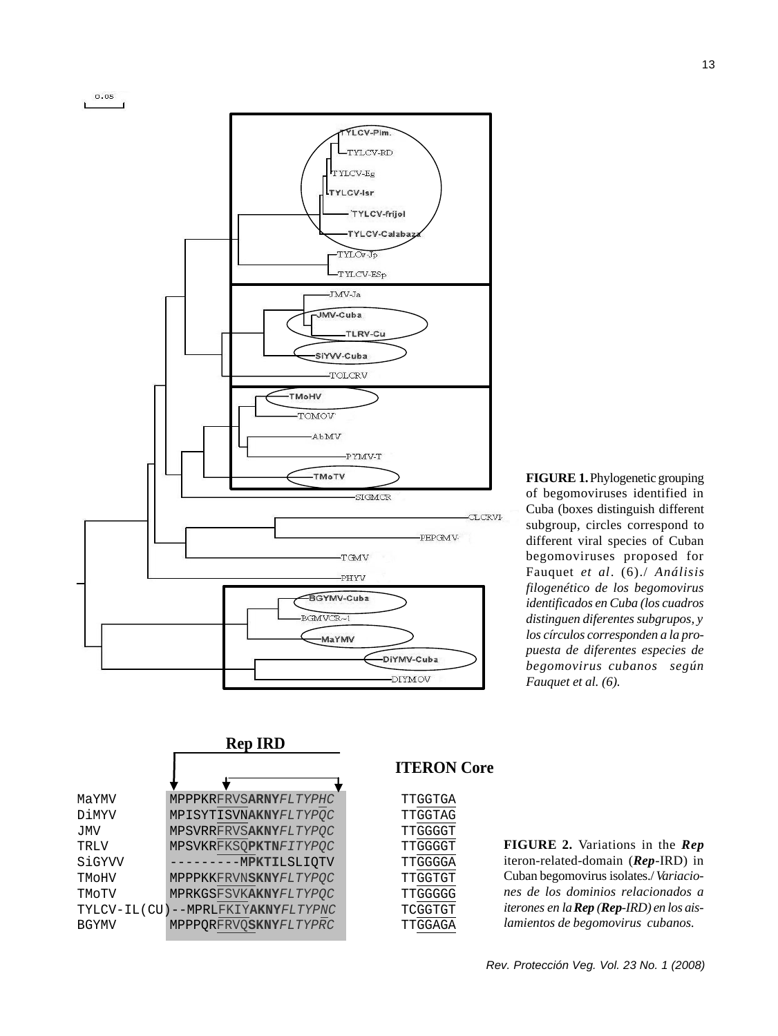**FIGURE 1.** Phylogenetic grouping of begomoviruses identified in Cuba (boxes distinguish different subgroup, circles correspond to different viral species of Cuban begomoviruses proposed for Fauquet *et al*. (6)./ *Análisis filogenético de los begomovirus identificados en Cuba (los cuadros distinguen diferentes subgrupos, y los círculos corresponden a la propuesta de diferentes especies de begomovirus cubanos según Fauquet et al. (6).*

| | Rep IRD | ITERON Core |
|---|---|---|
| MaYMV | MPPPKRFRVSARNYFLTYPHC | TTGGTGA |
| DiMYV | MPISYTISVNAKNYFLTYPQC | TTGGTAG |
| JMV | MPSVRRFRVSAKNYFLTYPQC | TTGGGGT |
| TRLV | MPSVKRFKSQPKTNFITYPQC | TTGGGGT |
| SiGYVV | ---------MPKTILSLIQTV | TTGGGGA |
| TMoHV | MPPPKKFRVNSKNYFLTYPQC | TTGGTGT |
| TMoTV | MPRKGSFSVKAKNYFLTYPQC | TTGGGGG |
| TYLCV-IL(CU) | --MPRLFKIYAKNYFLTYPNC | TCGGTGT |
| BGYMV | MPPPQRFRVQSKNYFLTYPRC | TTGGAGA |

**FIGURE 2.** Variations in the ***Rep*** iteron-related-domain (***Rep***-IRD) in Cuban begomovirus isolates./ *Variaciones de los dominios relacionados a iterones en la **Rep** (**Rep**-IRD) en los aislamientos de begomovirus cubanos.*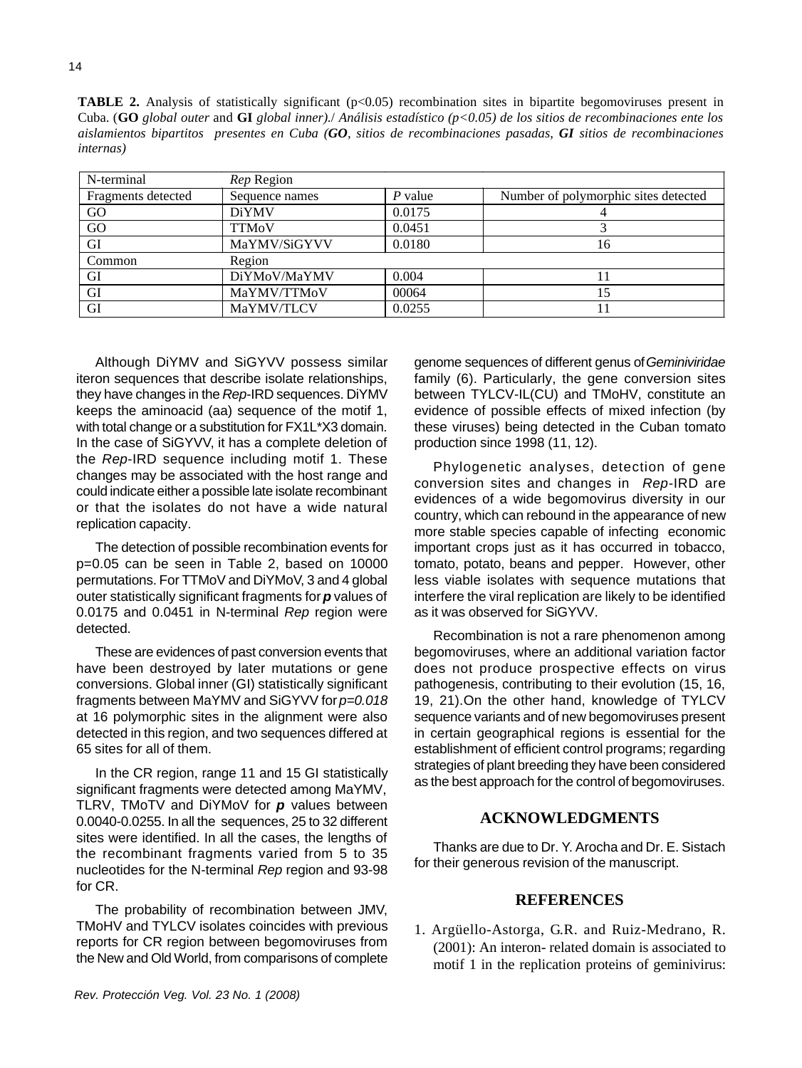**TABLE 2.** Analysis of statistically significant (p<0.05) recombination sites in bipartite begomoviruses present in Cuba. (**GO** *global outer* and **GI** *global inner).*/ *Análisis estadístico (p<0.05) de los sitios de recombinaciones ente los aislamientos bipartitos presentes en Cuba (**GO**, sitios de recombinaciones pasadas, **GI** sitios de recombinaciones internas)*

| N-terminal | *Rep* Region | | |
|---|---|---|---|
| Fragments detected | Sequence names | *P* value | Number of polymorphic sites detected |
| GO | DiYMV | 0.0175 | 4 |
| GO | TTMoV | 0.0451 | 3 |
| GI | MaYMV/SiGYVV | 0.0180 | 16 |
| Common | Region | | |
| GI | DiYMoV/MaYMV | 0.004 | 11 |
| GI | MaYMV/TTMoV | 00064 | 15 |
| GI | MaYMV/TLCV | 0.0255 | 11 |

Although DiYMV and SiGYVV possess similar iteron sequences that describe isolate relationships, they have changes in the *Rep*-IRD sequences. DiYMV keeps the aminoacid (aa) sequence of the motif 1, with total change or a substitution for FX1L*X3 domain. In the case of SiGYVV, it has a complete deletion of the *Rep*-IRD sequence including motif 1. These changes may be associated with the host range and could indicate either a possible late isolate recombinant or that the isolates do not have a wide natural replication capacity.

The detection of possible recombination events for p=0.05 can be seen in Table 2, based on 10000 permutations. For TTMoV and DiYMoV, 3 and 4 global outer statistically significant fragments for ***p*** values of 0.0175 and 0.0451 in N-terminal *Rep* region were detected.

These are evidences of past conversion events that have been destroyed by later mutations or gene conversions. Global inner (GI) statistically significant fragments between MaYMV and SiGYVV for *p=0.018* at 16 polymorphic sites in the alignment were also detected in this region, and two sequences differed at 65 sites for all of them.

In the CR region, range 11 and 15 GI statistically significant fragments were detected among MaYMV, TLRV, TMoTV and DiYMoV for ***p*** values between 0.0040-0.0255. In all the sequences, 25 to 32 different sites were identified. In all the cases, the lengths of the recombinant fragments varied from 5 to 35 nucleotides for the N-terminal *Rep* region and 93-98 for CR.

The probability of recombination between JMV, TMoHV and TYLCV isolates coincides with previous reports for CR region between begomoviruses from the New and Old World, from comparisons of complete genome sequences of different genus of *Geminiviridae* family (6). Particularly, the gene conversion sites between TYLCV-IL(CU) and TMoHV, constitute an evidence of possible effects of mixed infection (by these viruses) being detected in the Cuban tomato production since 1998 (11, 12).

Phylogenetic analyses, detection of gene conversion sites and changes in *Rep*-IRD are evidences of a wide begomovirus diversity in our country, which can rebound in the appearance of new more stable species capable of infecting economic important crops just as it has occurred in tobacco, tomato, potato, beans and pepper. However, other less viable isolates with sequence mutations that interfere the viral replication are likely to be identified as it was observed for SiGYVV.

Recombination is not a rare phenomenon among begomoviruses, where an additional variation factor does not produce prospective effects on virus pathogenesis, contributing to their evolution (15, 16, 19, 21).On the other hand, knowledge of TYLCV sequence variants and of new begomoviruses present in certain geographical regions is essential for the establishment of efficient control programs; regarding strategies of plant breeding they have been considered as the best approach for the control of begomoviruses.

## ACKNOWLEDGMENTS

Thanks are due to Dr. Y. Arocha and Dr. E. Sistach for their generous revision of the manuscript.

## REFERENCES

1. Argüello-Astorga, G.R. and Ruiz-Medrano, R. (2001): An interon- related domain is associated to motif 1 in the replication proteins of geminivirus: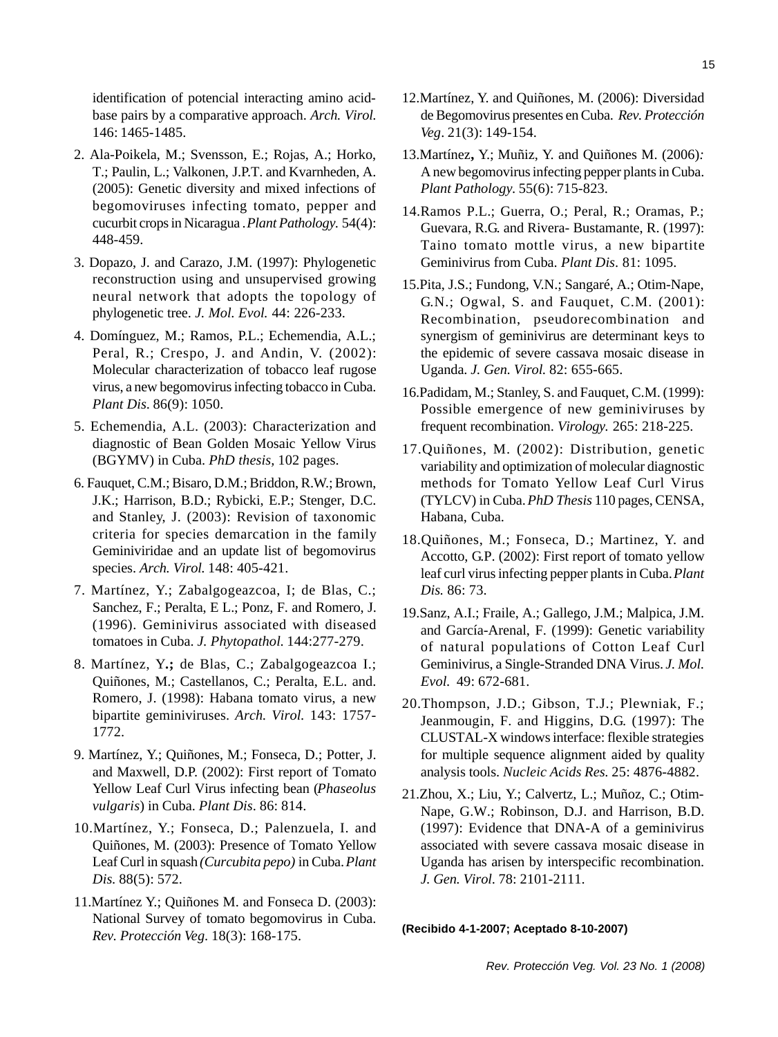identification of potencial interacting amino acid-base pairs by a comparative approach. *Arch. Virol.* 146: 1465-1485.

2. Ala-Poikela, M.; Svensson, E.; Rojas, A.; Horko, T.; Paulin, L.; Valkonen, J.P.T. and Kvarnheden, A. (2005): Genetic diversity and mixed infections of begomoviruses infecting tomato, pepper and cucurbit crops in Nicaragua . *Plant Pathology.* 54(4): 448-459.

3. Dopazo, J. and Carazo, J.M. (1997): Phylogenetic reconstruction using and unsupervised growing neural network that adopts the topology of phylogenetic tree. *J. Mol. Evol.* 44: 226-233.

4. Domínguez, M.; Ramos, P.L.; Echemendia, A.L.; Peral, R.; Crespo, J. and Andin, V. (2002): Molecular characterization of tobacco leaf rugose virus, a new begomovirus infecting tobacco in Cuba. *Plant Dis*. 86(9): 1050.

5. Echemendia, A.L. (2003): Characterization and diagnostic of Bean Golden Mosaic Yellow Virus (BGYMV) in Cuba. *PhD thesis*, 102 pages.

6. Fauquet, C.M.; Bisaro, D.M.; Briddon, R.W.; Brown, J.K.; Harrison, B.D.; Rybicki, E.P.; Stenger, D.C. and Stanley, J. (2003): Revision of taxonomic criteria for species demarcation in the family Geminiviridae and an update list of begomovirus species. *Arch. Virol.* 148: 405-421.

7. Martínez, Y.; Zabalgogeazcoa, I; de Blas, C.; Sanchez, F.; Peralta, E L.; Ponz, F. and Romero, J. (1996). Geminivirus associated with diseased tomatoes in Cuba. *J. Phytopathol.* 144:277-279.

8. Martínez, Y.**;** de Blas, C.; Zabalgogeazcoa I.; Quiñones, M.; Castellanos, C.; Peralta, E.L. and. Romero, J. (1998): Habana tomato virus, a new bipartite geminiviruses. *Arch. Virol.* 143: 1757-1772.

9. Martínez, Y.; Quiñones, M.; Fonseca, D.; Potter, J. and Maxwell, D.P. (2002): First report of Tomato Yellow Leaf Curl Virus infecting bean (*Phaseolus vulgaris*) in Cuba. *Plant Dis*. 86: 814.

10. Martínez, Y.; Fonseca, D.; Palenzuela, I. and Quiñones, M. (2003): Presence of Tomato Yellow Leaf Curl in squash *(Curcubita pepo)* in Cuba. *Plant Dis.* 88(5): 572.

11. Martínez Y.; Quiñones M. and Fonseca D. (2003): National Survey of tomato begomovirus in Cuba. *Rev. Protección Veg*. 18(3): 168-175.

12. Martínez, Y. and Quiñones, M. (2006): Diversidad de Begomovirus presentes en Cuba. *Rev. Protección Veg*. 21(3): 149-154.

13. Martínez**,** Y.; Muñiz, Y. and Quiñones M. (2006)*:* A new begomovirus infecting pepper plants in Cuba. *Plant Pathology*. 55(6): 715-823.

14. Ramos P.L.; Guerra, O.; Peral, R.; Oramas, P.; Guevara, R.G. and Rivera- Bustamante, R. (1997): Taino tomato mottle virus, a new bipartite Geminivirus from Cuba. *Plant Dis*. 81: 1095.

15. Pita, J.S.; Fundong, V.N.; Sangaré, A.; Otim-Nape, G.N.; Ogwal, S. and Fauquet, C.M. (2001): Recombination, pseudorecombination and synergism of geminivirus are determinant keys to the epidemic of severe cassava mosaic disease in Uganda. *J. Gen. Virol.* 82: 655-665.

16. Padidam, M.; Stanley, S. and Fauquet, C.M. (1999): Possible emergence of new geminiviruses by frequent recombination. *Virology.* 265: 218-225.

17. Quiñones, M. (2002): Distribution, genetic variability and optimization of molecular diagnostic methods for Tomato Yellow Leaf Curl Virus (TYLCV) in Cuba. *PhD Thesis* 110 pages, CENSA, Habana, Cuba.

18. Quiñones, M.; Fonseca, D.; Martinez, Y. and Accotto, G.P. (2002): First report of tomato yellow leaf curl virus infecting pepper plants in Cuba. *Plant Dis.* 86: 73.

19. Sanz, A.I.; Fraile, A.; Gallego, J.M.; Malpica, J.M. and García-Arenal, F. (1999): Genetic variability of natural populations of Cotton Leaf Curl Geminivirus, a Single-Stranded DNA Virus. *J. Mol. Evol.* 49: 672-681.

20. Thompson, J.D.; Gibson, T.J.; Plewniak, F.; Jeanmougin, F. and Higgins, D.G. (1997): The CLUSTAL-X windows interface: flexible strategies for multiple sequence alignment aided by quality analysis tools. *Nucleic Acids Res.* 25: 4876-4882.

21. Zhou, X.; Liu, Y.; Calvertz, L.; Muñoz, C.; Otim-Nape, G.W.; Robinson, D.J. and Harrison, B.D. (1997): Evidence that DNA-A of a geminivirus associated with severe cassava mosaic disease in Uganda has arisen by interspecific recombination. *J. Gen. Virol*. 78: 2101-2111.

**(Recibido 4-1-2007; Aceptado 8-10-2007)**